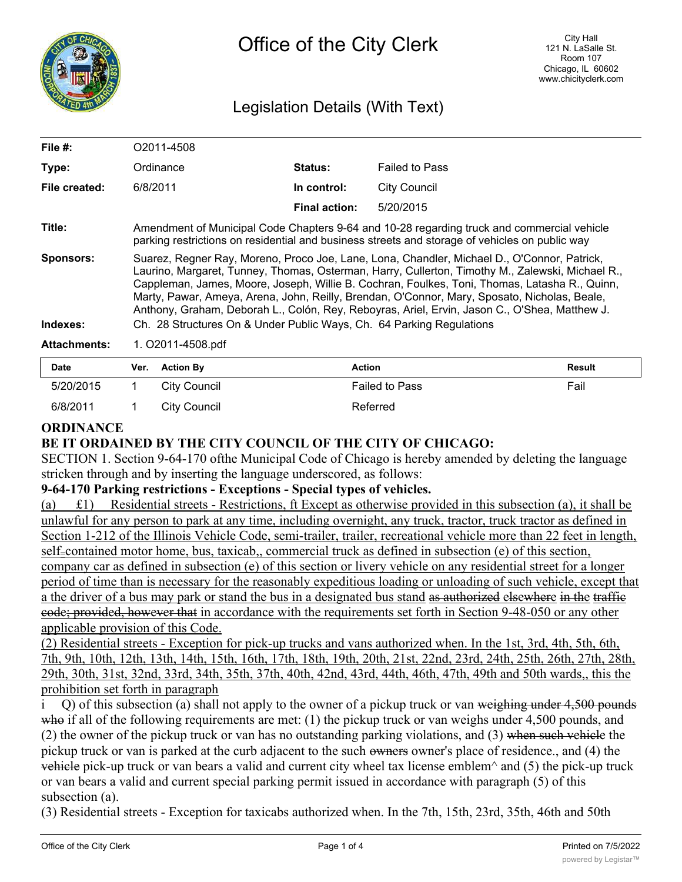# Office of the City Clerk

City Hall
121 N. LaSalle St.
Room 107
Chicago, IL 60602
www.chicityclerk.com

## Legislation Details (With Text)

| | | | |
|---|---|---|---|
| **File #:** | O2011-4508 | | |
| **Type:** | Ordinance | **Status:** | Failed to Pass |
| **File created:** | 6/8/2011 | **In control:** | City Council |
| | | **Final action:** | 5/20/2015 |

**Title:** Amendment of Municipal Code Chapters 9-64 and 10-28 regarding truck and commercial vehicle parking restrictions on residential and business streets and storage of vehicles on public way

**Sponsors:** Suarez, Regner Ray, Moreno, Proco Joe, Lane, Lona, Chandler, Michael D., O'Connor, Patrick, Laurino, Margaret, Tunney, Thomas, Osterman, Harry, Cullerton, Timothy M., Zalewski, Michael R., Cappleman, James, Moore, Joseph, Willie B. Cochran, Foulkes, Toni, Thomas, Latasha R., Quinn, Marty, Pawar, Ameya, Arena, John, Reilly, Brendan, O'Connor, Mary, Sposato, Nicholas, Beale, Anthony, Graham, Deborah L., Colón, Rey, Reboyras, Ariel, Ervin, Jason C., O'Shea, Matthew J.

**Indexes:** Ch. 28 Structures On & Under Public Ways, Ch. 64 Parking Regulations

**Attachments:** 1. O2011-4508.pdf

| Date | Ver. | Action By | Action | Result |
|---|---|---|---|---|
| 5/20/2015 | 1 | City Council | Failed to Pass | Fail |
| 6/8/2011 | 1 | City Council | Referred | |

**ORDINANCE**

**BE IT ORDAINED BY THE CITY COUNCIL OF THE CITY OF CHICAGO:**

SECTION 1. Section 9-64-170 ofthe Municipal Code of Chicago is hereby amended by deleting the language stricken through and by inserting the language underscored, as follows:

**9-64-170 Parking restrictions - Exceptions - Special types of vehicles.**

(a) £1) Residential streets - Restrictions, ft Except as otherwise provided in this subsection (a), it shall be unlawful for any person to park at any time, including overnight, any truck, tractor, truck tractor as defined in Section 1-212 of the Illinois Vehicle Code, semi-trailer, trailer, recreational vehicle more than 22 feet in length, self-contained motor home, bus, taxicab,, commercial truck as defined in subsection (e) of this section, company car as defined in subsection (e) of this section or livery vehicle on any residential street for a longer period of time than is necessary for the reasonably expeditious loading or unloading of such vehicle, except that a the driver of a bus may park or stand the bus in a designated bus stand ~~as authorized~~ ~~elsewhere~~ ~~in the~~ ~~traffic code; provided, however that~~ in accordance with the requirements set forth in Section 9-48-050 or any other applicable provision of this Code.

(2) Residential streets - Exception for pick-up trucks and vans authorized when. In the 1st, 3rd, 4th, 5th, 6th, 7th, 9th, 10th, 12th, 13th, 14th, 15th, 16th, 17th, 18th, 19th, 20th, 21st, 22nd, 23rd, 24th, 25th, 26th, 27th, 28th, 29th, 30th, 31st, 32nd, 33rd, 34th, 35th, 37th, 40th, 42nd, 43rd, 44th, 46th, 47th, 49th and 50th wards,, this the prohibition set forth in paragraph

i Q) of this subsection (a) shall not apply to the owner of a pickup truck or van ~~weighing under 4,500 pounds who~~ if all of the following requirements are met: (1) the pickup truck or van weighs under 4,500 pounds, and (2) the owner of the pickup truck or van has no outstanding parking violations, and (3) ~~when such vehicle~~ the pickup truck or van is parked at the curb adjacent to the such ~~owners~~ owner's place of residence., and (4) the ~~vehicle~~ pick-up truck or van bears a valid and current city wheel tax license emblem^ and (5) the pick-up truck or van bears a valid and current special parking permit issued in accordance with paragraph (5) of this subsection (a).

(3) Residential streets - Exception for taxicabs authorized when. In the 7th, 15th, 23rd, 35th, 46th and 50th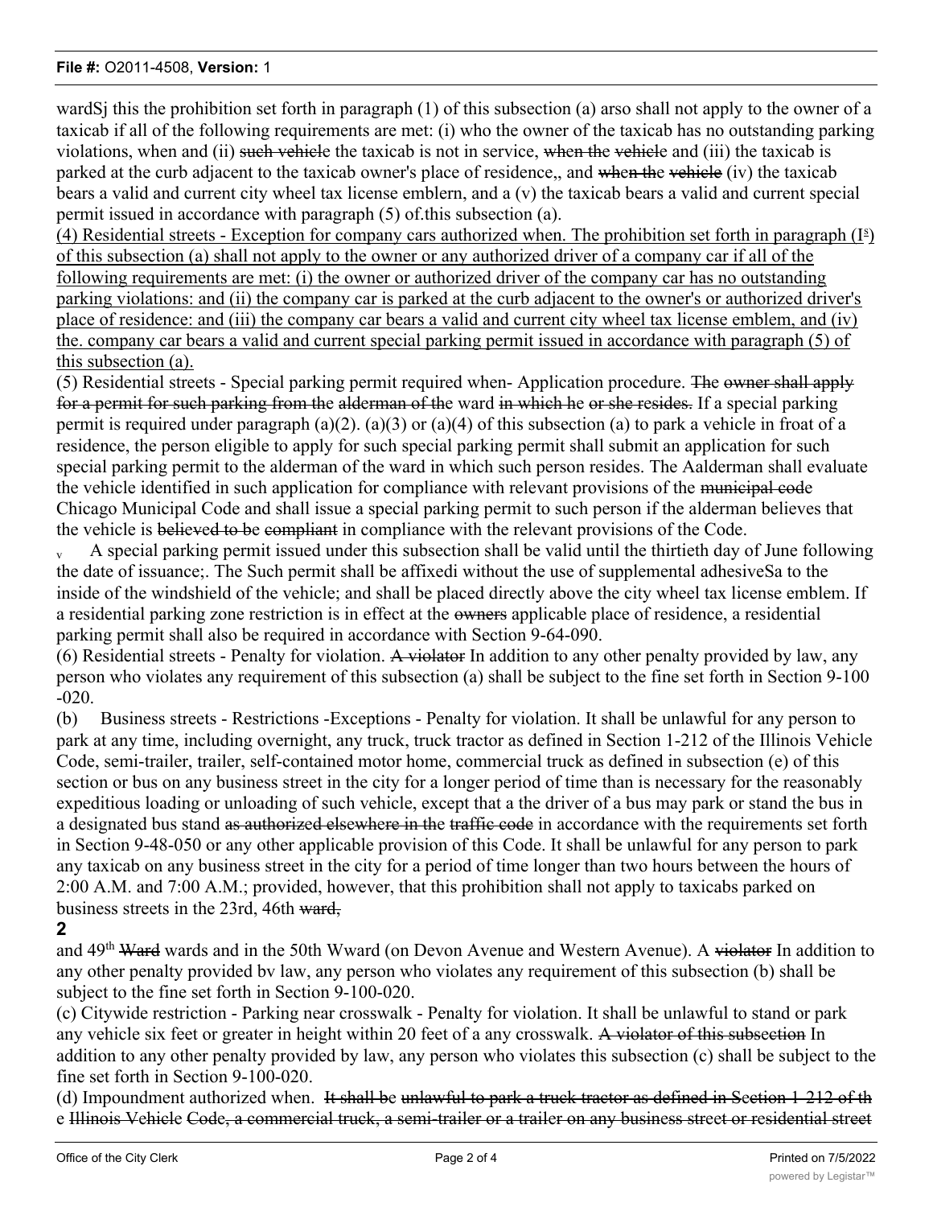wardSj this the prohibition set forth in paragraph (1) of this subsection (a) arso shall not apply to the owner of a taxicab if all of the following requirements are met: (i) who the owner of the taxicab has no outstanding parking violations, when and (ii) such vehicle the taxicab is not in service, when the vehicle and (iii) the taxicab is parked at the curb adjacent to the taxicab owner's place of residence,, and when the vehicle (iv) the taxicab bears a valid and current city wheel tax license emblern, and a (v) the taxicab bears a valid and current special permit issued in accordance with paragraph (5) of.this subsection (a).

(4) Residential streets - Exception for company cars authorized when. The prohibition set forth in paragraph (I[s]) of this subsection (a) shall not apply to the owner or any authorized driver of a company car if all of the following requirements are met: (i) the owner or authorized driver of the company car has no outstanding parking violations: and (ii) the company car is parked at the curb adjacent to the owner's or authorized driver's place of residence: and (iii) the company car bears a valid and current city wheel tax license emblem, and (iv) the. company car bears a valid and current special parking permit issued in accordance with paragraph (5) of this subsection (a).

(5) Residential streets - Special parking permit required when- Application procedure. The owner shall apply for a permit for such parking from the alderman of the ward in which he or she resides. If a special parking permit is required under paragraph (a)(2). (a)(3) or (a)(4) of this subsection (a) to park a vehicle in froat of a residence, the person eligible to apply for such special parking permit shall submit an application for such special parking permit to the alderman of the ward in which such person resides. The Aalderman shall evaluate the vehicle identified in such application for compliance with relevant provisions of the municipal code Chicago Municipal Code and shall issue a special parking permit to such person if the alderman believes that the vehicle is believed to be compliant in compliance with the relevant provisions of the Code.

v A special parking permit issued under this subsection shall be valid until the thirtieth day of June following the date of issuance;. The Such permit shall be affixedi without the use of supplemental adhesiveSa to the inside of the windshield of the vehicle; and shall be placed directly above the city wheel tax license emblem. If a residential parking zone restriction is in effect at the owners applicable place of residence, a residential parking permit shall also be required in accordance with Section 9-64-090.

(6) Residential streets - Penalty for violation. A violator In addition to any other penalty provided by law, any person who violates any requirement of this subsection (a) shall be subject to the fine set forth in Section 9-100 -020.

(b) Business streets - Restrictions -Exceptions - Penalty for violation. It shall be unlawful for any person to park at any time, including overnight, any truck, truck tractor as defined in Section 1-212 of the Illinois Vehicle Code, semi-trailer, trailer, self-contained motor home, commercial truck as defined in subsection (e) of this section or bus on any business street in the city for a longer period of time than is necessary for the reasonably expeditious loading or unloading of such vehicle, except that a the driver of a bus may park or stand the bus in a designated bus stand as authorized elsewhere in the traffic code in accordance with the requirements set forth in Section 9-48-050 or any other applicable provision of this Code. It shall be unlawful for any person to park any taxicab on any business street in the city for a period of time longer than two hours between the hours of 2:00 A.M. and 7:00 A.M.; provided, however, that this prohibition shall not apply to taxicabs parked on business streets in the 23rd, 46th ward,

and 49th Ward wards and in the 50th Wward (on Devon Avenue and Western Avenue). A violator In addition to any other penalty provided bv law, any person who violates any requirement of this subsection (b) shall be subject to the fine set forth in Section 9-100-020.

(c) Citywide restriction - Parking near crosswalk - Penalty for violation. It shall be unlawful to stand or park any vehicle six feet or greater in height within 20 feet of a any crosswalk. A violator of this subsection In addition to any other penalty provided by law, any person who violates this subsection (c) shall be subject to the fine set forth in Section 9-100-020.

(d) Impoundment authorized when. It shall be unlawful to park a truck tractor as defined in Section 1-212 of th e Illinois Vehicle Code, a commercial truck, a semi-trailer or a trailer on any business street or residential street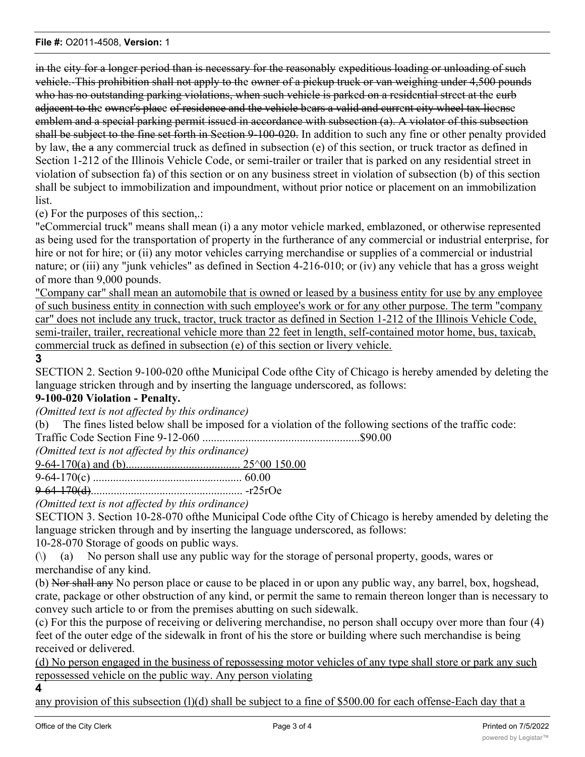in the city for a longer period than is necessary for the reasonably expeditious loading or unloading of such vehicle. This prohibition shall not apply to the owner of a pickup truck or van weighing under 4,500 pounds who has no outstanding parking violations, when such vehicle is parked on a residential street at the curb adjacent to the owner's place of residence and the vehicle bears a valid and current city wheel tax license emblem and a special parking permit issued in accordance with subsection (a). A violator of this subsection shall be subject to the fine set forth in Section 9-100-020. In addition to such any fine or other penalty provided by law, the a any commercial truck as defined in subsection (e) of this section, or truck tractor as defined in Section 1-212 of the Illinois Vehicle Code, or semi-trailer or trailer that is parked on any residential street in violation of subsection fa) of this section or on any business street in violation of subsection (b) of this section shall be subject to immobilization and impoundment, without prior notice or placement on an immobilization list.

(e) For the purposes of this section,.:

"eCommercial truck" means shall mean (i) a any motor vehicle marked, emblazoned, or otherwise represented as being used for the transportation of property in the furtherance of any commercial or industrial enterprise, for hire or not for hire; or (ii) any motor vehicles carrying merchandise or supplies of a commercial or industrial nature; or (iii) any "junk vehicles" as defined in Section 4-216-010; or (iv) any vehicle that has a gross weight of more than 9,000 pounds.

"Company car" shall mean an automobile that is owned or leased by a business entity for use by any employee of such business entity in connection with such employee's work or for any other purpose. The term "company car" does not include any truck, tractor, truck tractor as defined in Section 1-212 of the Illinois Vehicle Code, semi-trailer, trailer, recreational vehicle more than 22 feet in length, self-contained motor home, bus, taxicab, commercial truck as defined in subsection (e) of this section or livery vehicle.

**3**

SECTION 2. Section 9-100-020 ofthe Municipal Code ofthe City of Chicago is hereby amended by deleting the language stricken through and by inserting the language underscored, as follows:

**9-100-020 Violation - Penalty.**

*(Omitted text is not affected by this ordinance)*

(b) The fines listed below shall be imposed for a violation of the following sections of the traffic code:

Traffic Code Section Fine 9-12-060 .......................................................$90.00

*(Omitted text is not affected by this ordinance)*

9-64-170(a) and (b)........................................ 25^00 150.00

9-64-170(c) .................................................... 60.00

9-64-170(d)..................................................... -r25rOe

*(Omitted text is not affected by this ordinance)*

SECTION 3. Section 10-28-070 ofthe Municipal Code ofthe City of Chicago is hereby amended by deleting the language stricken through and by inserting the language underscored, as follows:

10-28-070 Storage of goods on public ways.

(\) (a) No person shall use any public way for the storage of personal property, goods, wares or merchandise of any kind.

(b) Nor shall any No person place or cause to be placed in or upon any public way, any barrel, box, hogshead, crate, package or other obstruction of any kind, or permit the same to remain thereon longer than is necessary to convey such article to or from the premises abutting on such sidewalk.

(c) For this the purpose of receiving or delivering merchandise, no person shall occupy over more than four (4) feet of the outer edge of the sidewalk in front of his the store or building where such merchandise is being received or delivered.

(d) No person engaged in the business of repossessing motor vehicles of any type shall store or park any such repossessed vehicle on the public way. Any person violating

**4**

any provision of this subsection (l)(d) shall be subject to a fine of $500.00 for each offense-Each day that a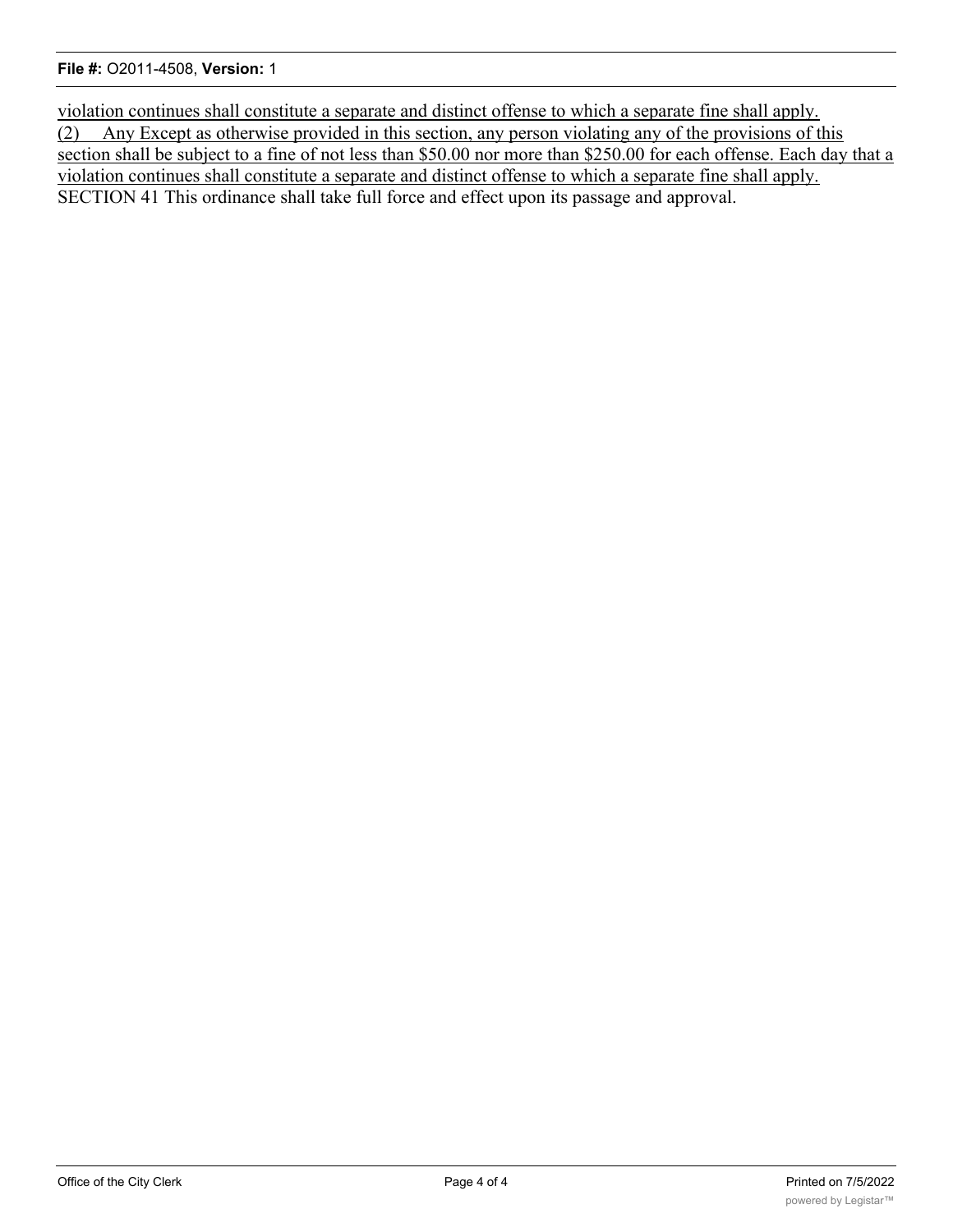violation continues shall constitute a separate and distinct offense to which a separate fine shall apply.

(2) Any Except as otherwise provided in this section, any person violating any of the provisions of this section shall be subject to a fine of not less than $50.00 nor more than $250.00 for each offense. Each day that a violation continues shall constitute a separate and distinct offense to which a separate fine shall apply.

SECTION 41 This ordinance shall take full force and effect upon its passage and approval.